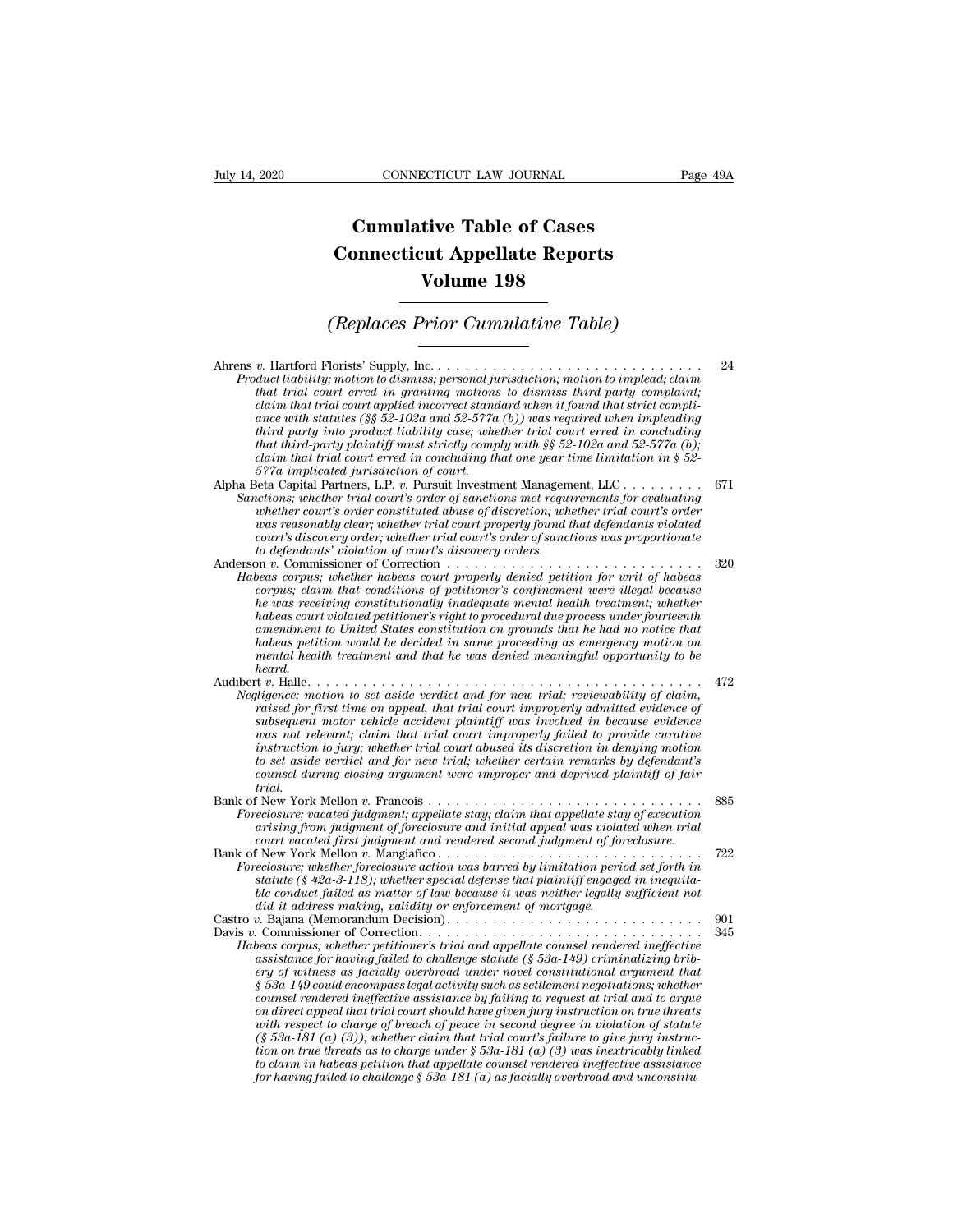# Cumulative Table of Cases
# Connecticut Appellate Reports
# Volume 198

## *(Replaces Prior Cumulative Table)*

Ahrens *v.* Hartford Florists' Supply, Inc. . . . . . . . . . . . . . . . . . . . . . . . . . . . . . . 24
*Product liability; motion to dismiss; personal jurisdiction; motion to implead; claim that trial court erred in granting motions to dismiss third-party complaint; claim that trial court applied incorrect standard when it found that strict compliance with statutes (§§ 52-102a and 52-577a (b)) was required when impleading third party into product liability case; whether trial court erred in concluding that third-party plaintiff must strictly comply with §§ 52-102a and 52-577a (b); claim that trial court erred in concluding that one year time limitation in § 52-577a implicated jurisdiction of court.*

Alpha Beta Capital Partners, L.P. *v.* Pursuit Investment Management, LLC . . . . . . . . . 671
*Sanctions; whether trial court's order of sanctions met requirements for evaluating whether court's order constituted abuse of discretion; whether trial court's order was reasonably clear; whether trial court properly found that defendants violated court's discovery order; whether trial court's order of sanctions was proportionate to defendants' violation of court's discovery orders.*

Anderson *v.* Commissioner of Correction . . . . . . . . . . . . . . . . . . . . . . . . . . . 320
*Habeas corpus; whether habeas court properly denied petition for writ of habeas corpus; claim that conditions of petitioner's confinement were illegal because he was receiving constitutionally inadequate mental health treatment; whether habeas court violated petitioner's right to procedural due process under fourteenth amendment to United States constitution on grounds that he had no notice that habeas petition would be decided in same proceeding as emergency motion on mental health treatment and that he was denied meaningful opportunity to be heard.*

Audibert *v.* Halle. . . . . . . . . . . . . . . . . . . . . . . . . . . . . . . . . . . . . . . . . 472
*Negligence; motion to set aside verdict and for new trial; reviewability of claim, raised for first time on appeal, that trial court improperly admitted evidence of subsequent motor vehicle accident plaintiff was involved in because evidence was not relevant; claim that trial court improperly failed to provide curative instruction to jury; whether trial court abused its discretion in denying motion to set aside verdict and for new trial; whether certain remarks by defendant's counsel during closing argument were improper and deprived plaintiff of fair trial.*

Bank of New York Mellon *v.* Francois . . . . . . . . . . . . . . . . . . . . . . . . . . . . . . 885
*Foreclosure; vacated judgment; appellate stay; claim that appellate stay of execution arising from judgment of foreclosure and initial appeal was violated when trial court vacated first judgment and rendered second judgment of foreclosure.*

Bank of New York Mellon *v.* Mangiafico . . . . . . . . . . . . . . . . . . . . . . . . . . . . . 722
*Foreclosure; whether foreclosure action was barred by limitation period set forth in statute (§ 42a-3-118); whether special defense that plaintiff engaged in inequitable conduct failed as matter of law because it was neither legally sufficient not did it address making, validity or enforcement of mortgage.*

Castro *v.* Bajana (Memorandum Decision). . . . . . . . . . . . . . . . . . . . . . . . . . . . 901

Davis *v.* Commissioner of Correction. . . . . . . . . . . . . . . . . . . . . . . . . . . . . . . 345
*Habeas corpus; whether petitioner's trial and appellate counsel rendered ineffective assistance for having failed to challenge statute (§ 53a-149) criminalizing bribery of witness as facially overbroad under novel constitutional argument that § 53a-149 could encompass legal activity such as settlement negotiations; whether counsel rendered ineffective assistance by failing to request at trial and to argue on direct appeal that trial court should have given jury instruction on true threats with respect to charge of breach of peace in second degree in violation of statute (§ 53a-181 (a) (3)); whether claim that trial court's failure to give jury instruction on true threats as to charge under § 53a-181 (a) (3) was inextricably linked to claim in habeas petition that appellate counsel rendered ineffective assistance for having failed to challenge § 53a-181 (a) as facially overbroad and unconstitu-*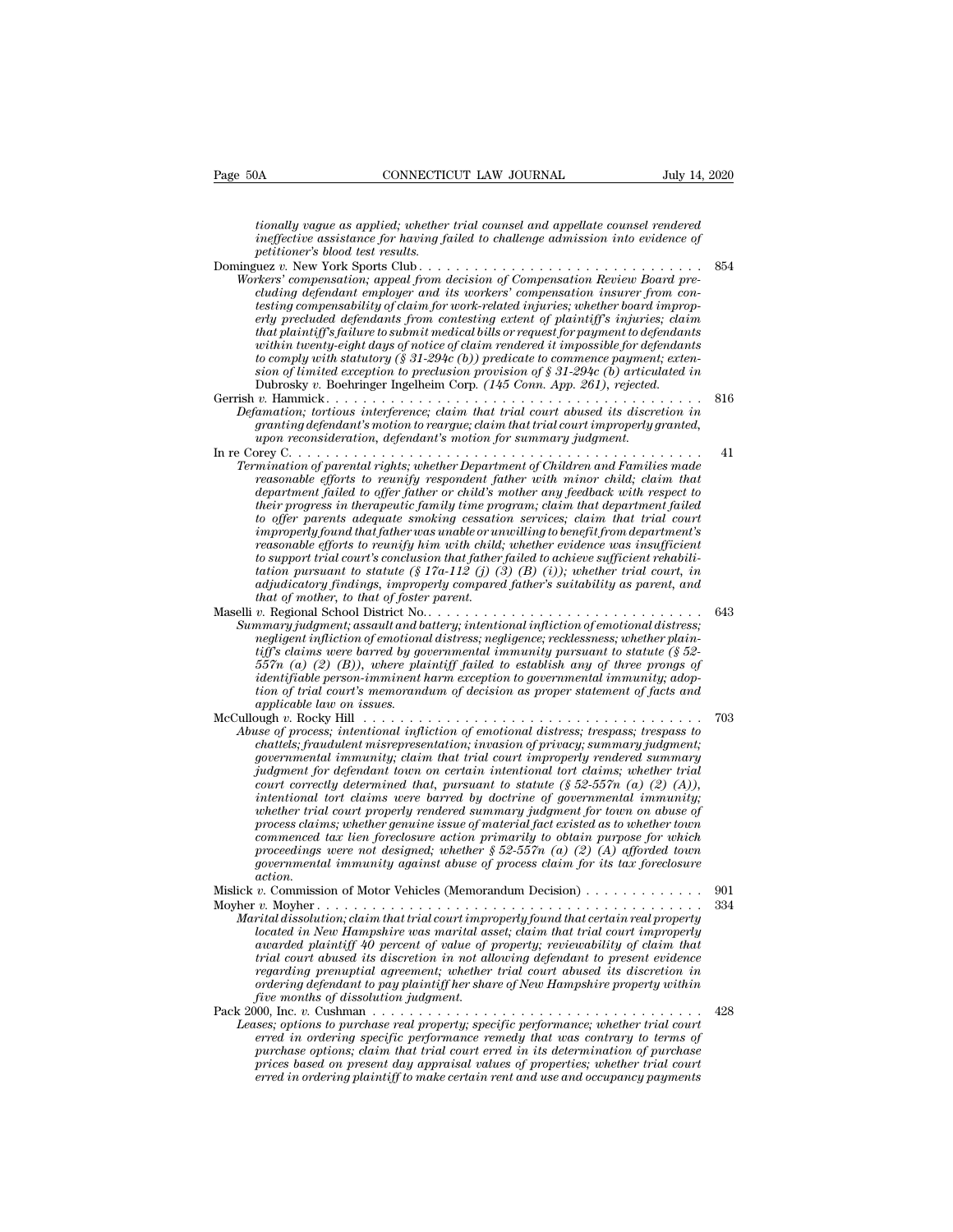*tionally vague as applied; whether trial counsel and appellate counsel rendered ineffective assistance for having failed to challenge admission into evidence of petitioner's blood test results.*

Dominguez *v.* New York Sports Club . . . . . . . . . . . . . . . . . . . . . . . . . . . . . . 854
*Workers' compensation; appeal from decision of Compensation Review Board precluding defendant employer and its workers' compensation insurer from contesting compensability of claim for work-related injuries; whether board improperly precluded defendants from contesting extent of plaintiff's injuries; claim that plaintiff's failure to submit medical bills or request for payment to defendants within twenty-eight days of notice of claim rendered it impossible for defendants to comply with statutory (§ 31-294c (b)) predicate to commence payment; extension of limited exception to preclusion provision of § 31-294c (b) articulated in* Dubrosky *v.* Boehringer Ingelheim Corp. *(145 Conn. App. 261), rejected.*

Gerrish *v.* Hammick . . . . . . . . . . . . . . . . . . . . . . . . . . . . . . . . . . . . . . . . . 816
*Defamation; tortious interference; claim that trial court abused its discretion in granting defendant's motion to reargue; claim that trial court improperly granted, upon reconsideration, defendant's motion for summary judgment.*

In re Corey C. . . . . . . . . . . . . . . . . . . . . . . . . . . . . . . . . . . . . . . . . . . . . 41
*Termination of parental rights; whether Department of Children and Families made reasonable efforts to reunify respondent father with minor child; claim that department failed to offer father or child's mother any feedback with respect to their progress in therapeutic family time program; claim that department failed to offer parents adequate smoking cessation services; claim that trial court improperly found that father was unable or unwilling to benefit from department's reasonable efforts to reunify him with child; whether evidence was insufficient to support trial court's conclusion that father failed to achieve sufficient rehabilitation pursuant to statute (§ 17a-112 (j) (3) (B) (i)); whether trial court, in adjudicatory findings, improperly compared father's suitability as parent, and that of mother, to that of foster parent.*

Maselli *v.* Regional School District No.. . . . . . . . . . . . . . . . . . . . . . . . . . . . . 643
*Summary judgment; assault and battery; intentional infliction of emotional distress; negligent infliction of emotional distress; negligence; recklessness; whether plaintiff's claims were barred by governmental immunity pursuant to statute (§ 52-557n (a) (2) (B)), where plaintiff failed to establish any of three prongs of identifiable person-imminent harm exception to governmental immunity; adoption of trial court's memorandum of decision as proper statement of facts and applicable law on issues.*

McCullough *v.* Rocky Hill . . . . . . . . . . . . . . . . . . . . . . . . . . . . . . . . . . . . . 703
*Abuse of process; intentional infliction of emotional distress; trespass; trespass to chattels; fraudulent misrepresentation; invasion of privacy; summary judgment; governmental immunity; claim that trial court improperly rendered summary judgment for defendant town on certain intentional tort claims; whether trial court correctly determined that, pursuant to statute (§ 52-557n (a) (2) (A)), intentional tort claims were barred by doctrine of governmental immunity; whether trial court properly rendered summary judgment for town on abuse of process claims; whether genuine issue of material fact existed as to whether town commenced tax lien foreclosure action primarily to obtain purpose for which proceedings were not designed; whether § 52-557n (a) (2) (A) afforded town governmental immunity against abuse of process claim for its tax foreclosure action.*

Mislick *v.* Commission of Motor Vehicles (Memorandum Decision) . . . . . . . . . . . . 901

Moyher *v.* Moyher . . . . . . . . . . . . . . . . . . . . . . . . . . . . . . . . . . . . . . . . . 334
*Marital dissolution; claim that trial court improperly found that certain real property located in New Hampshire was marital asset; claim that trial court improperly awarded plaintiff 40 percent of value of property; reviewability of claim that trial court abused its discretion in not allowing defendant to present evidence regarding prenuptial agreement; whether trial court abused its discretion in ordering defendant to pay plaintiff her share of New Hampshire property within five months of dissolution judgment.*

Pack 2000, Inc. *v.* Cushman . . . . . . . . . . . . . . . . . . . . . . . . . . . . . . . . . . . 428
*Leases; options to purchase real property; specific performance; whether trial court erred in ordering specific performance remedy that was contrary to terms of purchase options; claim that trial court erred in its determination of purchase prices based on present day appraisal values of properties; whether trial court erred in ordering plaintiff to make certain rent and use and occupancy payments*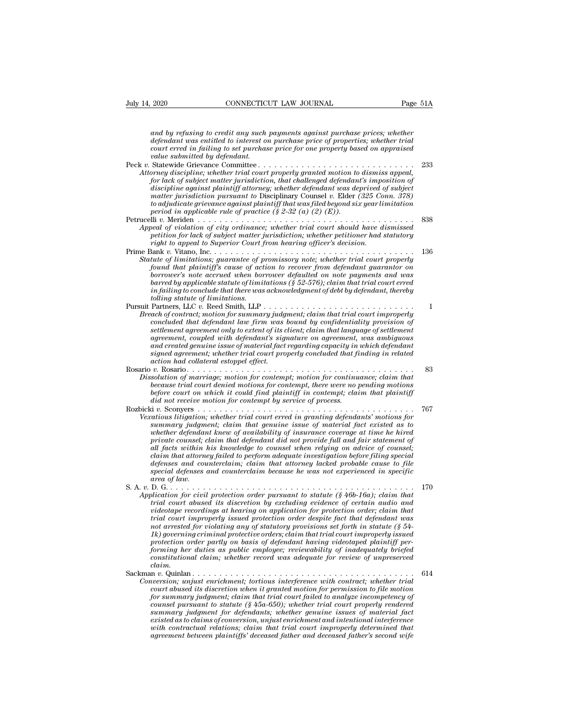*and by refusing to credit any such payments against purchase prices; whether defendant was entitled to interest on purchase price of properties; whether trial court erred in failing to set purchase price for one property based on appraised value submitted by defendant.*

Peck *v.* Statewide Grievance Committee . . . . . . . . . . . . . . . . . . . . . . . . . . . . . 233
*Attorney discipline; whether trial court properly granted motion to dismiss appeal, for lack of subject matter jurisdiction, that challenged defendant's imposition of discipline against plaintiff attorney; whether defendant was deprived of subject matter jurisdiction pursuant to* Disciplinary Counsel *v.* Elder *(325 Conn. 378) to adjudicate grievance against plaintiff that was filed beyond six year limitation period in applicable rule of practice (§ 2-32 (a) (2) (E)).*

Petrucelli *v.* Meriden . . . . . . . . . . . . . . . . . . . . . . . . . . . . . . . . . . . . . . . . . 838
*Appeal of violation of city ordinance; whether trial court should have dismissed petition for lack of subject matter jurisdiction; whether petitioner had statutory right to appeal to Superior Court from hearing officer's decision.*

Prime Bank *v.* Vitano, Inc. . . . . . . . . . . . . . . . . . . . . . . . . . . . . . . . . . . . . . 136
*Statute of limitations; guarantee of promissory note; whether trial court properly found that plaintiff's cause of action to recover from defendant guarantor on borrower's note accrued when borrower defaulted on note payments and was barred by applicable statute of limitations (§ 52-576); claim that trial court erred in failing to conclude that there was acknowledgment of debt by defendant, thereby tolling statute of limitations.*

Pursuit Partners, LLC *v.* Reed Smith, LLP . . . . . . . . . . . . . . . . . . . . . . . . . . . 1
*Breach of contract; motion for summary judgment; claim that trial court improperly concluded that defendant law firm was bound by confidentiality provision of settlement agreement only to extent of its client; claim that language of settlement agreement, coupled with defendant's signature on agreement, was ambiguous and created genuine issue of material fact regarding capacity in which defendant signed agreement; whether trial court properly concluded that finding in related action had collateral estoppel effect.*

Rosario *v.* Rosario . . . . . . . . . . . . . . . . . . . . . . . . . . . . . . . . . . . . . . . . . 83
*Dissolution of marriage; motion for contempt; motion for continuance; claim that because trial court denied motions for contempt, there were no pending motions before court on which it could find plaintiff in contempt; claim that plaintiff did not receive motion for contempt by service of process.*

Rozbicki *v.* Sconyers . . . . . . . . . . . . . . . . . . . . . . . . . . . . . . . . . . . . . . . . 767
*Vexatious litigation; whether trial court erred in granting defendants' motions for summary judgment; claim that genuine issue of material fact existed as to whether defendant knew of availability of insurance coverage at time he hired private counsel; claim that defendant did not provide full and fair statement of all facts within his knowledge to counsel when relying on advice of counsel; claim that attorney failed to perform adequate investigation before filing special defenses and counterclaim; claim that attorney lacked probable cause to file special defenses and counterclaim because he was not experienced in specific area of law.*

S. A. *v.* D. G. . . . . . . . . . . . . . . . . . . . . . . . . . . . . . . . . . . . . . . . . . . . 170
*Application for civil protection order pursuant to statute (§ 46b-16a); claim that trial court abused its discretion by excluding evidence of certain audio and videotape recordings at hearing on application for protection order; claim that trial court improperly issued protection order despite fact that defendant was not arrested for violating any of statutory provisions set forth in statute (§ 54-1k) governing criminal protective orders; claim that trial court improperly issued protection order partly on basis of defendant having videotaped plaintiff performing her duties as public employee; reviewability of inadequately briefed constitutional claim; whether record was adequate for review of unpreserved claim.*

Sackman *v.* Quinlan . . . . . . . . . . . . . . . . . . . . . . . . . . . . . . . . . . . . . . . . . 614
*Conversion; unjust enrichment; tortious interference with contract; whether trial court abused its discretion when it granted motion for permission to file motion for summary judgment; claim that trial court failed to analyze incompetency of counsel pursuant to statute (§ 45a-650); whether trial court properly rendered summary judgment for defendants; whether genuine issues of material fact existed as to claims of conversion, unjust enrichment and intentional interference with contractual relations; claim that trial court improperly determined that agreement between plaintiffs' deceased father and deceased father's second wife*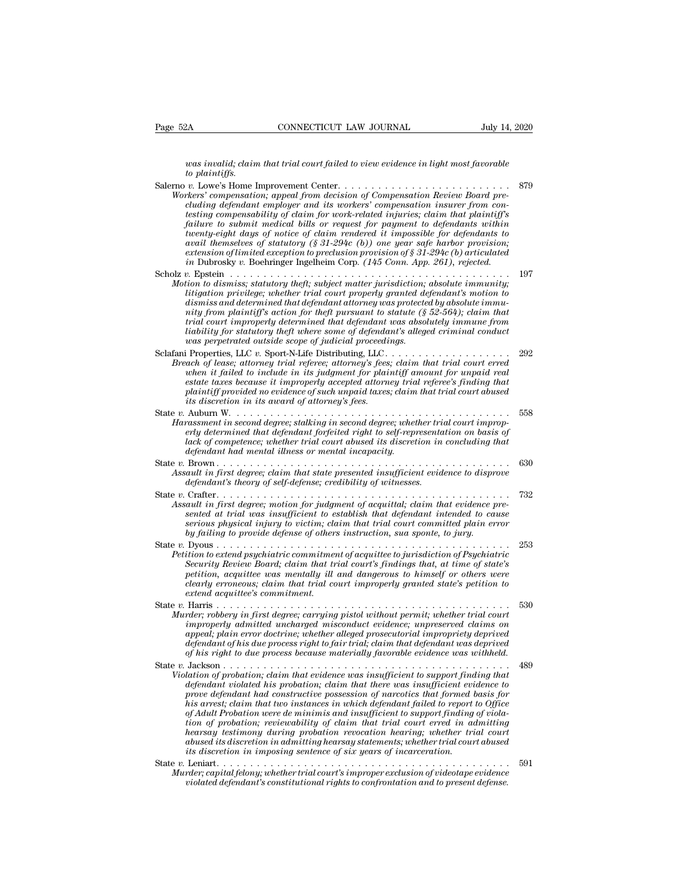*was invalid; claim that trial court failed to view evidence in light most favorable to plaintiffs.*

Salerno *v.* Lowe's Home Improvement Center. . . . . . . . . . . . . . . . . . . . . . . . . . 879

*Workers' compensation; appeal from decision of Compensation Review Board precluding defendant employer and its workers' compensation insurer from contesting compensability of claim for work-related injuries; claim that plaintiff's failure to submit medical bills or request for payment to defendants within twenty-eight days of notice of claim rendered it impossible for defendants to avail themselves of statutory (§ 31-294c (b)) one year safe harbor provision; extension of limited exception to preclusion provision of § 31-294c (b) articulated in* Dubrosky *v.* Boehringer Ingelheim Corp. *(145 Conn. App. 261), rejected.*

Scholz *v.* Epstein . . . . . . . . . . . . . . . . . . . . . . . . . . . . . . . . . . . . . . . . . . . 197

*Motion to dismiss; statutory theft; subject matter jurisdiction; absolute immunity; litigation privilege; whether trial court properly granted defendant's motion to dismiss and determined that defendant attorney was protected by absolute immunity from plaintiff's action for theft pursuant to statute (§ 52-564); claim that trial court improperly determined that defendant was absolutely immune from liability for statutory theft where some of defendant's alleged criminal conduct was perpetrated outside scope of judicial proceedings.*

Sclafani Properties, LLC *v.* Sport-N-Life Distributing, LLC. . . . . . . . . . . . . . . . . . 292

*Breach of lease; attorney trial referee; attorney's fees; claim that trial court erred when it failed to include in its judgment for plaintiff amount for unpaid real estate taxes because it improperly accepted attorney trial referee's finding that plaintiff provided no evidence of such unpaid taxes; claim that trial court abused its discretion in its award of attorney's fees.*

State *v.* Auburn W. . . . . . . . . . . . . . . . . . . . . . . . . . . . . . . . . . . . . . . . . . 558

*Harassment in second degree; stalking in second degree; whether trial court improperly determined that defendant forfeited right to self-representation on basis of lack of competence; whether trial court abused its discretion in concluding that defendant had mental illness or mental incapacity.*

State *v.* Brown . . . . . . . . . . . . . . . . . . . . . . . . . . . . . . . . . . . . . . . . . . . 630

*Assault in first degree; claim that state presented insufficient evidence to disprove defendant's theory of self-defense; credibility of witnesses.*

State *v.* Crafter. . . . . . . . . . . . . . . . . . . . . . . . . . . . . . . . . . . . . . . . . . . . 732

*Assault in first degree; motion for judgment of acquittal; claim that evidence presented at trial was insufficient to establish that defendant intended to cause serious physical injury to victim; claim that trial court committed plain error by failing to provide defense of others instruction, sua sponte, to jury.*

State *v.* Dyous . . . . . . . . . . . . . . . . . . . . . . . . . . . . . . . . . . . . . . . . . . . 253

*Petition to extend psychiatric commitment of acquittee to jurisdiction of Psychiatric Security Review Board; claim that trial court's findings that, at time of state's petition, acquittee was mentally ill and dangerous to himself or others were clearly erroneous; claim that trial court improperly granted state's petition to extend acquittee's commitment.*

State *v.* Harris . . . . . . . . . . . . . . . . . . . . . . . . . . . . . . . . . . . . . . . . . . . 530

*Murder; robbery in first degree; carrying pistol without permit; whether trial court improperly admitted uncharged misconduct evidence; unpreserved claims on appeal; plain error doctrine; whether alleged prosecutorial impropriety deprived defendant of his due process right to fair trial; claim that defendant was deprived of his right to due process because materially favorable evidence was withheld.*

State *v.* Jackson . . . . . . . . . . . . . . . . . . . . . . . . . . . . . . . . . . . . . . . . . . 489

*Violation of probation; claim that evidence was insufficient to support finding that defendant violated his probation; claim that there was insufficient evidence to prove defendant had constructive possession of narcotics that formed basis for his arrest; claim that two instances in which defendant failed to report to Office of Adult Probation were de minimis and insufficient to support finding of violation of probation; reviewability of claim that trial court erred in admitting hearsay testimony during probation revocation hearing; whether trial court abused its discretion in admitting hearsay statements; whether trial court abused its discretion in imposing sentence of six years of incarceration.*

State *v.* Leniart. . . . . . . . . . . . . . . . . . . . . . . . . . . . . . . . . . . . . . . . . . . 591

*Murder; capital felony; whether trial court's improper exclusion of videotape evidence violated defendant's constitutional rights to confrontation and to present defense.*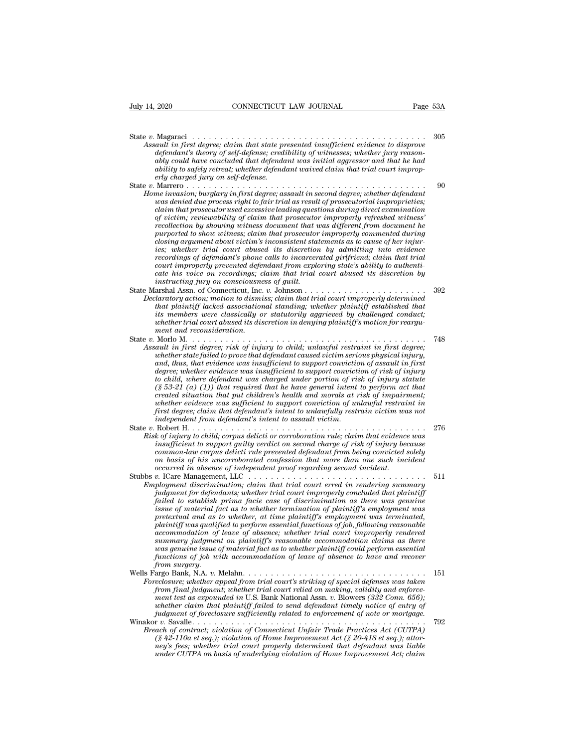State *v.* Magaraci . . . . . . . . . . . . . . . . . . . . . . . . . . . . . . . . . . . . . . . . . . 305
*Assault in first degree; claim that state presented insufficient evidence to disprove defendant's theory of self-defense; credibility of witnesses; whether jury reasonably could have concluded that defendant was initial aggressor and that he had ability to safely retreat; whether defendant waived claim that trial court improperly charged jury on self-defense.*

State *v.* Marrero . . . . . . . . . . . . . . . . . . . . . . . . . . . . . . . . . . . . . . . . . . 90
*Home invasion; burglary in first degree; assault in second degree; whether defendant was denied due process right to fair trial as result of prosecutorial improprieties; claim that prosecutor used excessive leading questions during direct examination of victim; reviewability of claim that prosecutor improperly refreshed witness' recollection by showing witness document that was different from document he purported to show witness; claim that prosecutor improperly commented during closing argument about victim's inconsistent statements as to cause of her injuries; whether trial court abused its discretion by admitting into evidence recordings of defendant's phone calls to incarcerated girlfriend; claim that trial court improperly prevented defendant from exploring state's ability to authenticate his voice on recordings; claim that trial court abused its discretion by instructing jury on consciousness of guilt.*

State Marshal Assn. of Connecticut, Inc. *v.* Johnson . . . . . . . . . . . . . . . . . . . . . . 392
*Declaratory action; motion to dismiss; claim that trial court improperly determined that plaintiff lacked associational standing; whether plaintiff established that its members were classically or statutorily aggrieved by challenged conduct; whether trial court abused its discretion in denying plaintiff's motion for reargument and reconsideration.*

State *v.* Morlo M. . . . . . . . . . . . . . . . . . . . . . . . . . . . . . . . . . . . . . . . . . 748
*Assault in first degree; risk of injury to child; unlawful restraint in first degree; whether state failed to prove that defendant caused victim serious physical injury, and, thus, that evidence was insufficient to support conviction of assault in first degree; whether evidence was insufficient to support conviction of risk of injury to child, where defendant was charged under portion of risk of injury statute (§ 53-21 (a) (1)) that required that he have general intent to perform act that created situation that put children's health and morals at risk of impairment; whether evidence was sufficient to support conviction of unlawful restraint in first degree; claim that defendant's intent to unlawfully restrain victim was not independent from defendant's intent to assault victim.*

State *v.* Robert H. . . . . . . . . . . . . . . . . . . . . . . . . . . . . . . . . . . . . . . . . . 276
*Risk of injury to child; corpus delicti or corroboration rule; claim that evidence was insufficient to support guilty verdict on second charge of risk of injury because common-law corpus delicti rule prevented defendant from being convicted solely on basis of his uncorroborated confession that more than one such incident occurred in absence of independent proof regarding second incident.*

Stubbs *v.* ICare Management, LLC . . . . . . . . . . . . . . . . . . . . . . . . . . . . . . . . 511
*Employment discrimination; claim that trial court erred in rendering summary judgment for defendants; whether trial court improperly concluded that plaintiff failed to establish prima facie case of discrimination as there was genuine issue of material fact as to whether termination of plaintiff's employment was pretextual and as to whether, at time plaintiff's employment was terminated, plaintiff was qualified to perform essential functions of job, following reasonable accommodation of leave of absence; whether trial court improperly rendered summary judgment on plaintiff's reasonable accommodation claims as there was genuine issue of material fact as to whether plaintiff could perform essential functions of job with accommodation of leave of absence to have and recover from surgery.*

Wells Fargo Bank, N.A. *v.* Melahn. . . . . . . . . . . . . . . . . . . . . . . . . . . . . . . . . 151
*Foreclosure; whether appeal from trial court's striking of special defenses was taken from final judgment; whether trial court relied on making, validity and enforcement test as expounded in* U.S. Bank National Assn. *v.* Blowers *(332 Conn. 656); whether claim that plaintiff failed to send defendant timely notice of entry of judgment of foreclosure sufficiently related to enforcement of note or mortgage.*

Winakor *v.* Savalle. . . . . . . . . . . . . . . . . . . . . . . . . . . . . . . . . . . . . . . . . . 792
*Breach of contract; violation of Connecticut Unfair Trade Practices Act (CUTPA) (§ 42-110a et seq.); violation of Home Improvement Act (§ 20-418 et seq.); attorney's fees; whether trial court properly determined that defendant was liable under CUTPA on basis of underlying violation of Home Improvement Act; claim*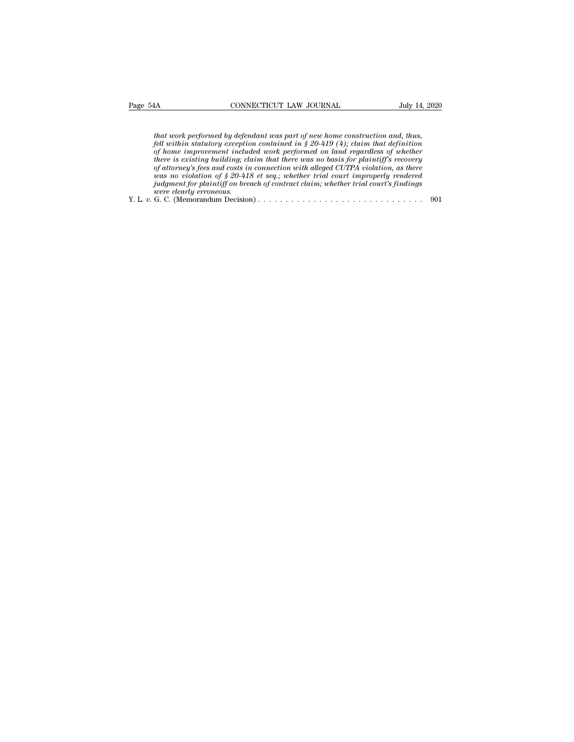*that work performed by defendant was part of new home construction and, thus, fell within statutory exception contained in § 20-419 (4); claim that definition of home improvement included work performed on land regardless of whether there is existing building; claim that there was no basis for plaintiff's recovery of attorney's fees and costs in connection with alleged CUTPA violation, as there was no violation of § 20-418 et seq.; whether trial court improperly rendered judgment for plaintiff on breach of contract claim; whether trial court's findings were clearly erroneous.*

Y. L. *v.* G. C. (Memorandum Decision) . . . . . . . . . . . . . . . . . . . . . . . . . . . . . . 901